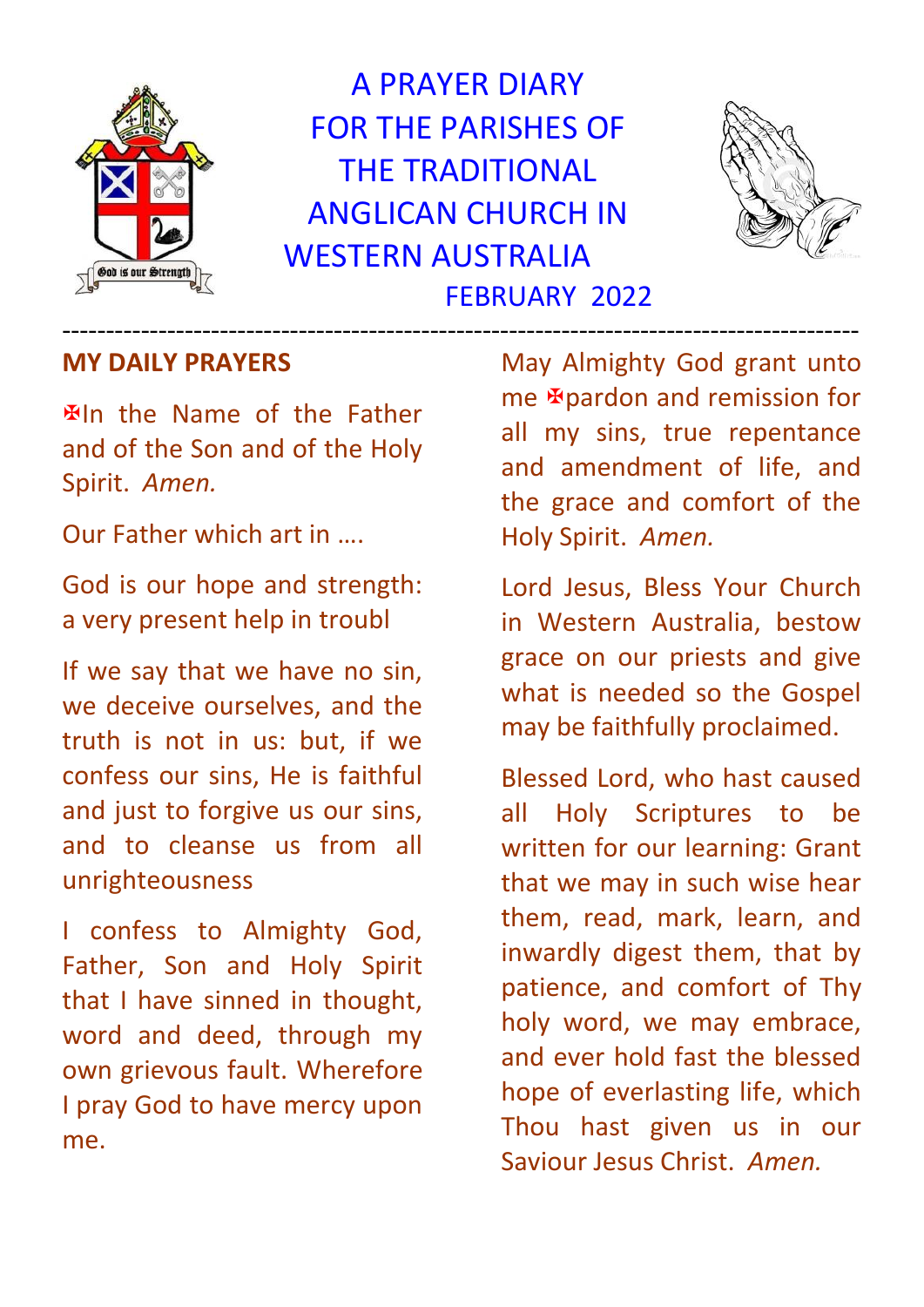# A PRAYER DIARY FOR THE PARISHES OF THE TRADITIONAL ANGLICAN CHURCH IN WESTERN AUSTRALIA

FEBRUARY 2022

---

## MY DAILY PRAYERS

✠In the Name of the Father and of the Son and of the Holy Spirit. *Amen.*

Our Father which art in ….

God is our hope and strength: a very present help in troubl

If we say that we have no sin, we deceive ourselves, and the truth is not in us: but, if we confess our sins, He is faithful and just to forgive us our sins, and to cleanse us from all unrighteousness

I confess to Almighty God, Father, Son and Holy Spirit that I have sinned in thought, word and deed, through my own grievous fault. Wherefore I pray God to have mercy upon me.

May Almighty God grant unto me ✠pardon and remission for all my sins, true repentance and amendment of life, and the grace and comfort of the Holy Spirit. *Amen.*

Lord Jesus, Bless Your Church in Western Australia, bestow grace on our priests and give what is needed so the Gospel may be faithfully proclaimed.

Blessed Lord, who hast caused all Holy Scriptures to be written for our learning: Grant that we may in such wise hear them, read, mark, learn, and inwardly digest them, that by patience, and comfort of Thy holy word, we may embrace, and ever hold fast the blessed hope of everlasting life, which Thou hast given us in our Saviour Jesus Christ. *Amen.*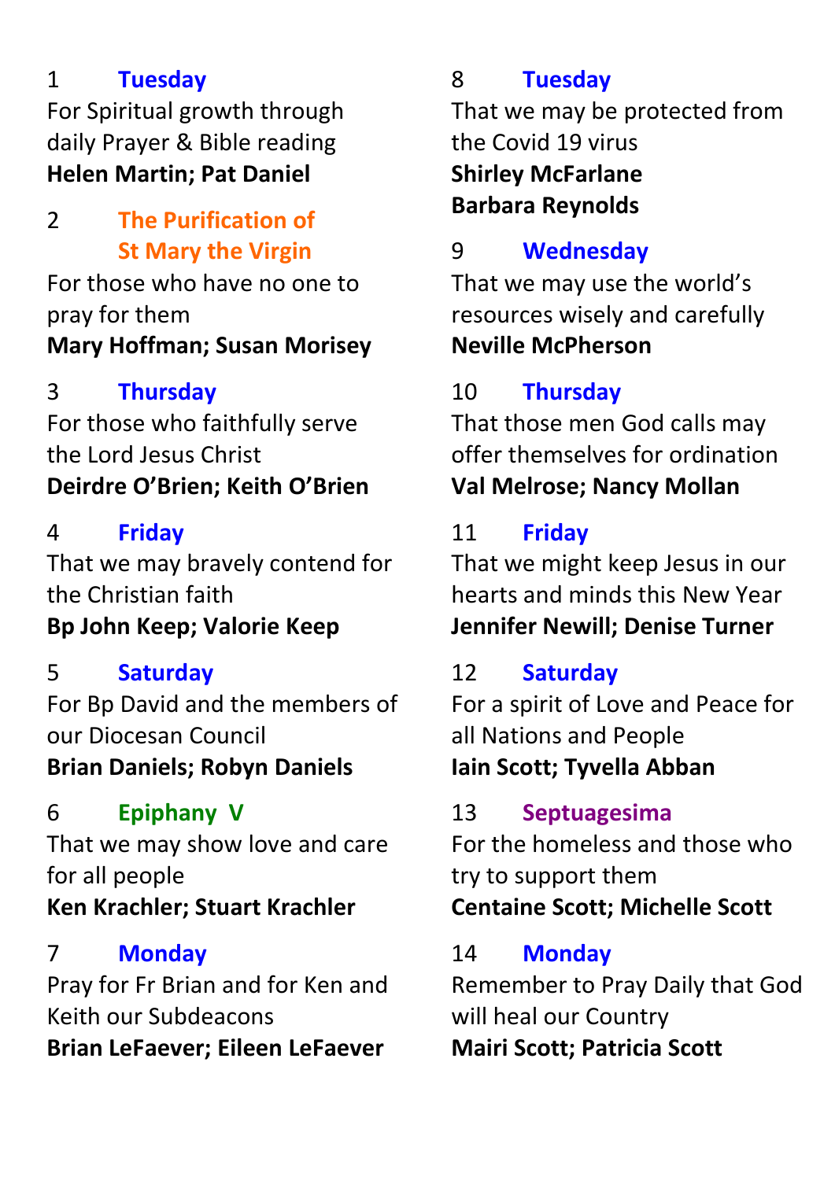1 **Tuesday**
For Spiritual growth through daily Prayer & Bible reading
**Helen Martin; Pat Daniel**

2 **The Purification of St Mary the Virgin**
For those who have no one to pray for them
**Mary Hoffman; Susan Morisey**

3 **Thursday**
For those who faithfully serve the Lord Jesus Christ
**Deirdre O'Brien; Keith O'Brien**

4 **Friday**
That we may bravely contend for the Christian faith
**Bp John Keep; Valorie Keep**

5 **Saturday**
For Bp David and the members of our Diocesan Council
**Brian Daniels; Robyn Daniels**

6 **Epiphany V**
That we may show love and care for all people
**Ken Krachler; Stuart Krachler**

7 **Monday**
Pray for Fr Brian and for Ken and Keith our Subdeacons
**Brian LeFaever; Eileen LeFaever**

8 **Tuesday**
That we may be protected from the Covid 19 virus
**Shirley McFarlane**
**Barbara Reynolds**

9 **Wednesday**
That we may use the world's resources wisely and carefully
**Neville McPherson**

10 **Thursday**
That those men God calls may offer themselves for ordination
**Val Melrose; Nancy Mollan**

11 **Friday**
That we might keep Jesus in our hearts and minds this New Year
**Jennifer Newill; Denise Turner**

12 **Saturday**
For a spirit of Love and Peace for all Nations and People
**Iain Scott; Tyvella Abban**

13 **Septuagesima**
For the homeless and those who try to support them
**Centaine Scott; Michelle Scott**

14 **Monday**
Remember to Pray Daily that God will heal our Country
**Mairi Scott; Patricia Scott**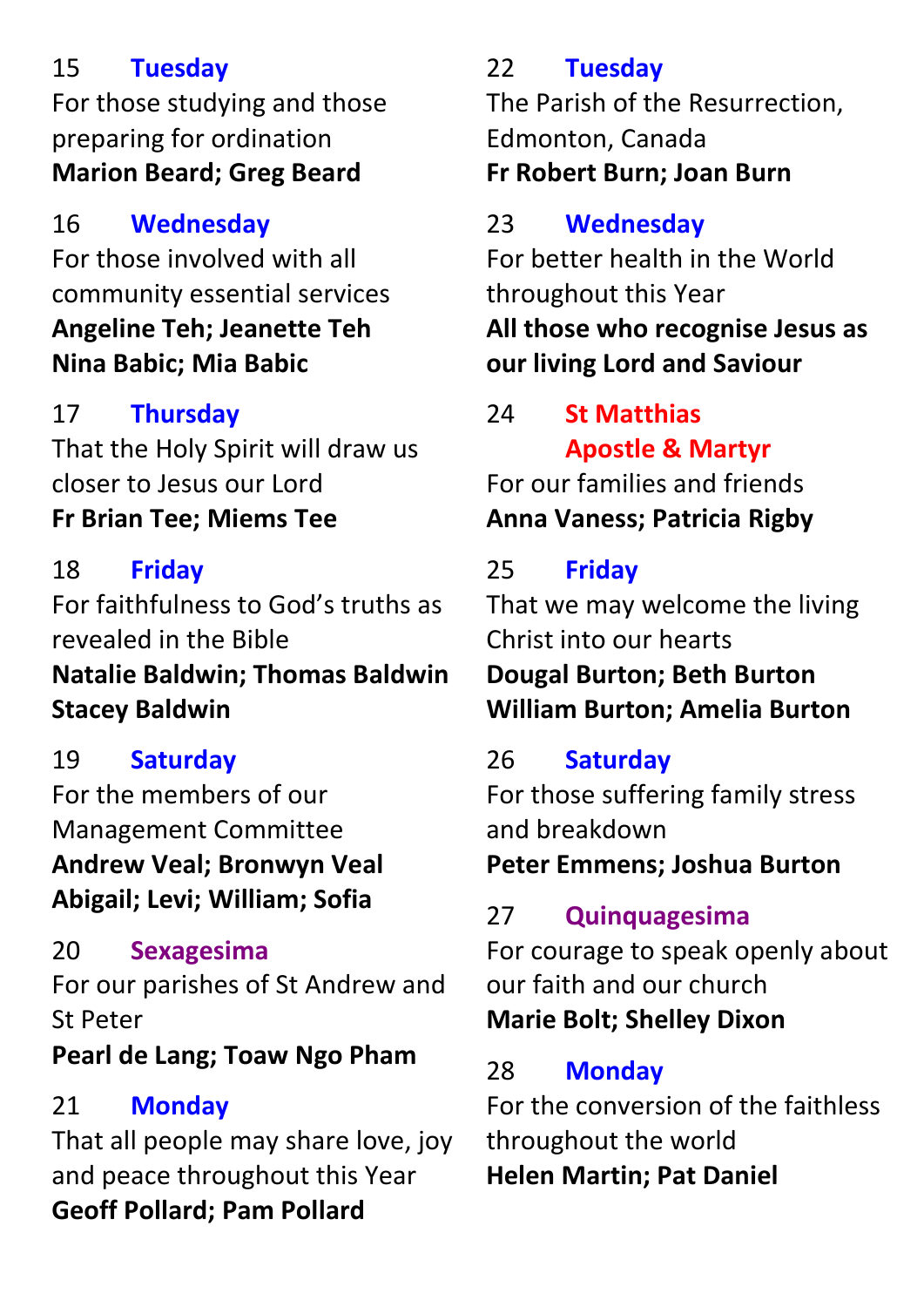15 **Tuesday**
For those studying and those preparing for ordination
**Marion Beard; Greg Beard**

16 **Wednesday**
For those involved with all community essential services
**Angeline Teh; Jeanette Teh**
**Nina Babic; Mia Babic**

17 **Thursday**
That the Holy Spirit will draw us closer to Jesus our Lord
**Fr Brian Tee; Miems Tee**

18 **Friday**
For faithfulness to God's truths as revealed in the Bible
**Natalie Baldwin; Thomas Baldwin**
**Stacey Baldwin**

19 **Saturday**
For the members of our Management Committee
**Andrew Veal; Bronwyn Veal**
**Abigail; Levi; William; Sofia**

20 **Sexagesima**
For our parishes of St Andrew and St Peter
**Pearl de Lang; Toaw Ngo Pham**

21 **Monday**
That all people may share love, joy and peace throughout this Year
**Geoff Pollard; Pam Pollard**

22 **Tuesday**
The Parish of the Resurrection, Edmonton, Canada
**Fr Robert Burn; Joan Burn**

23 **Wednesday**
For better health in the World throughout this Year
**All those who recognise Jesus as our living Lord and Saviour**

24 **St Matthias Apostle & Martyr**
For our families and friends
**Anna Vaness; Patricia Rigby**

25 **Friday**
That we may welcome the living Christ into our hearts
**Dougal Burton; Beth Burton**
**William Burton; Amelia Burton**

26 **Saturday**
For those suffering family stress and breakdown
**Peter Emmens; Joshua Burton**

27 **Quinquagesima**
For courage to speak openly about our faith and our church
**Marie Bolt; Shelley Dixon**

28 **Monday**
For the conversion of the faithless throughout the world
**Helen Martin; Pat Daniel**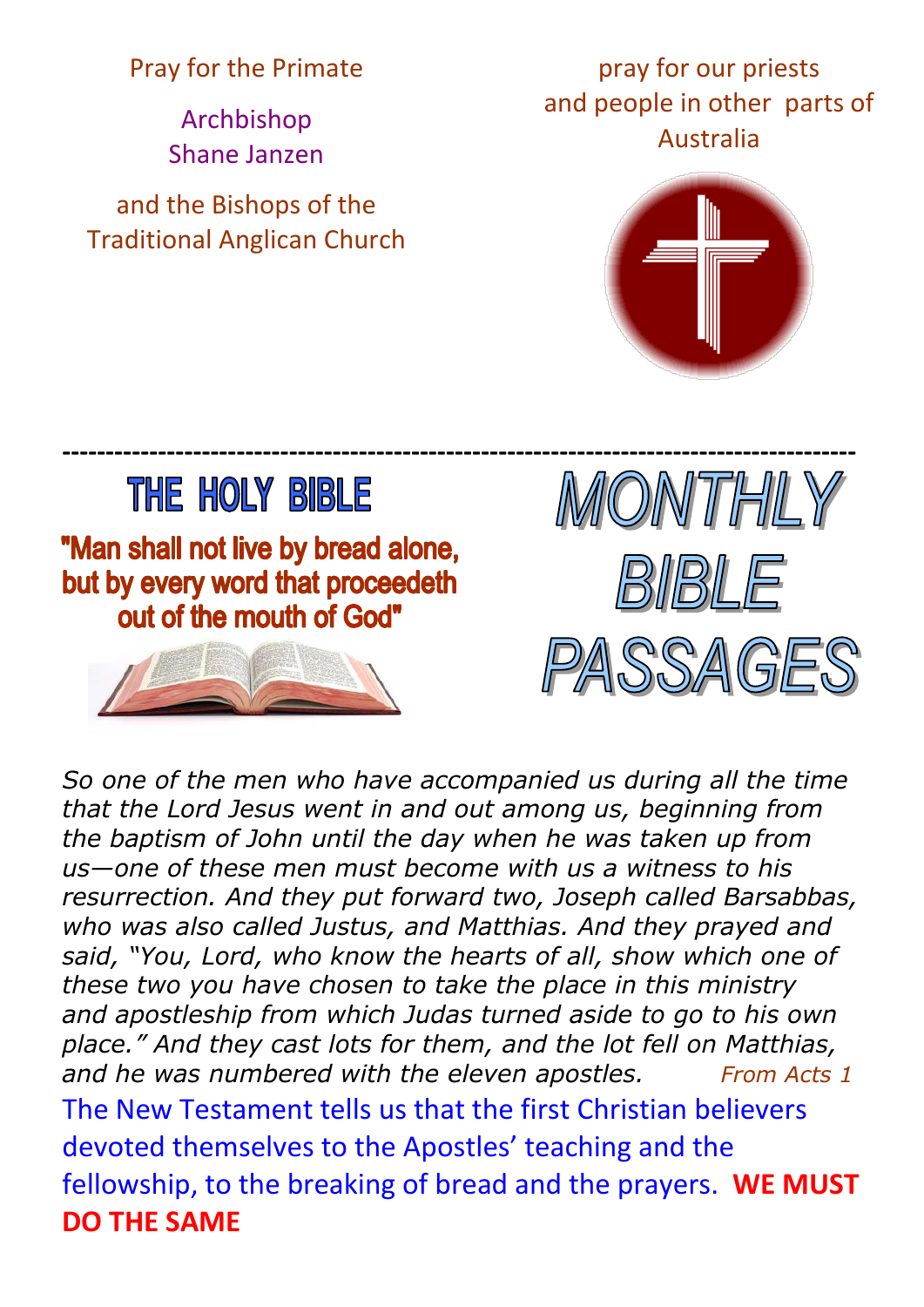Pray for the Primate

Archbishop
Shane Janzen

and the Bishops of the
Traditional Anglican Church

pray for our priests
and people in other parts of
Australia

---

# THE HOLY BIBLE

**"Man shall not live by bread alone, but by every word that proceedeth out of the mouth of God"**

# MONTHLY BIBLE PASSAGES

*So one of the men who have accompanied us during all the time that the Lord Jesus went in and out among us, beginning from the baptism of John until the day when he was taken up from us—one of these men must become with us a witness to his resurrection. And they put forward two, Joseph called Barsabbas, who was also called Justus, and Matthias. And they prayed and said, "You, Lord, who know the hearts of all, show which one of these two you have chosen to take the place in this ministry and apostleship from which Judas turned aside to go to his own place." And they cast lots for them, and the lot fell on Matthias, and he was numbered with the eleven apostles.* *From Acts 1*

The New Testament tells us that the first Christian believers devoted themselves to the Apostles' teaching and the fellowship, to the breaking of bread and the prayers. **WE MUST DO THE SAME**